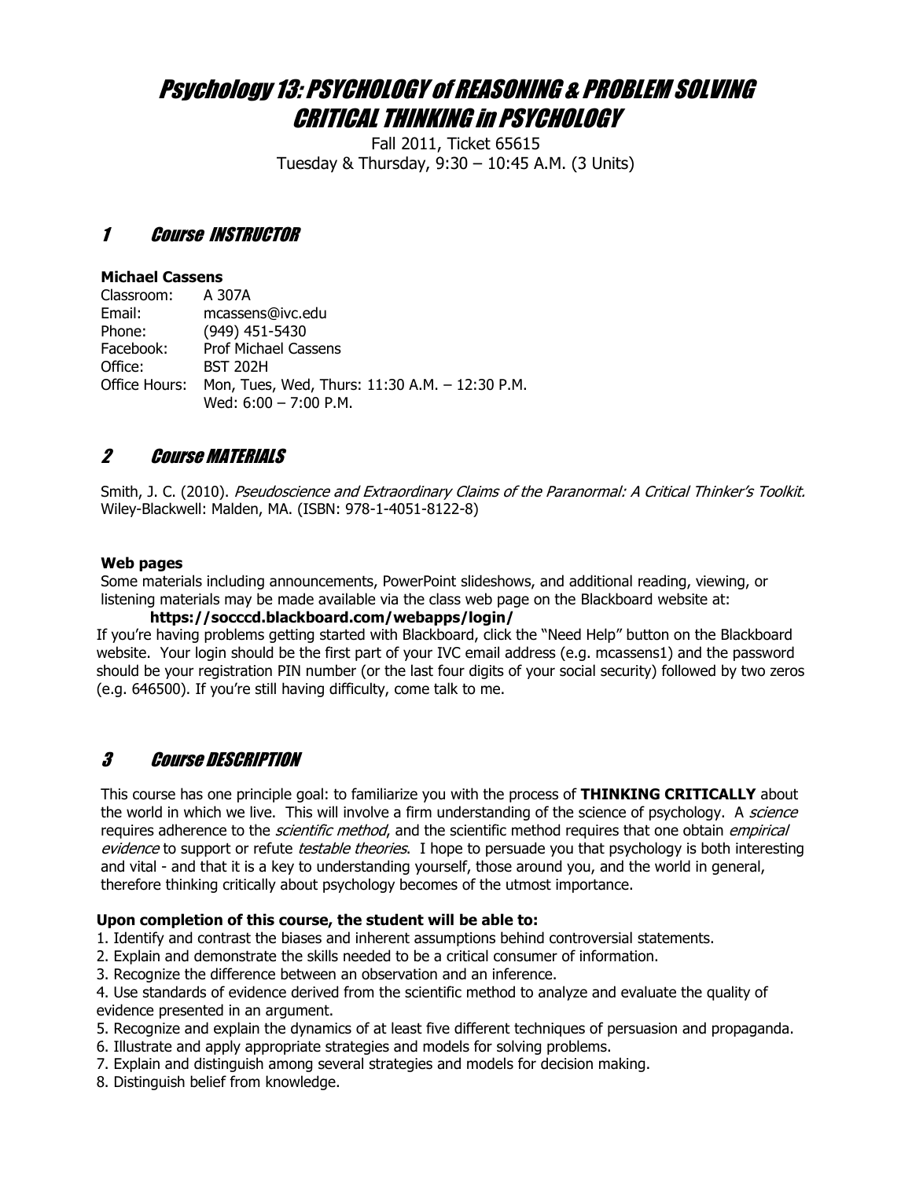# Psychology 13: PSYCHOLOGY of REASONING & PROBLEM SOLVING CRITICAL THINKING in PSYCHOLOGY

Fall 2011, Ticket 65615
Tuesday & Thursday, 9:30 – 10:45 A.M. (3 Units)

## 1 Course INSTRUCTOR

**Michael Cassens**

| | |
|---|---|
| Classroom: | A 307A |
| Email: | mcassens@ivc.edu |
| Phone: | (949) 451-5430 |
| Facebook: | Prof Michael Cassens |
| Office: | BST 202H |
| Office Hours: | Mon, Tues, Wed, Thurs: 11:30 A.M. – 12:30 P.M.<br>Wed: 6:00 – 7:00 P.M. |

## 2 Course MATERIALS

Smith, J. C. (2010). *Pseudoscience and Extraordinary Claims of the Paranormal: A Critical Thinker's Toolkit.* Wiley-Blackwell: Malden, MA. (ISBN: 978-1-4051-8122-8)

**Web pages**

Some materials including announcements, PowerPoint slideshows, and additional reading, viewing, or listening materials may be made available via the class web page on the Blackboard website at:

**https://socccd.blackboard.com/webapps/login/**

If you're having problems getting started with Blackboard, click the "Need Help" button on the Blackboard website. Your login should be the first part of your IVC email address (e.g. mcassens1) and the password should be your registration PIN number (or the last four digits of your social security) followed by two zeros (e.g. 646500). If you're still having difficulty, come talk to me.

## 3 Course DESCRIPTION

This course has one principle goal: to familiarize you with the process of **THINKING CRITICALLY** about the world in which we live. This will involve a firm understanding of the science of psychology. A *science* requires adherence to the *scientific method*, and the scientific method requires that one obtain *empirical evidence* to support or refute *testable theories*. I hope to persuade you that psychology is both interesting and vital - and that it is a key to understanding yourself, those around you, and the world in general, therefore thinking critically about psychology becomes of the utmost importance.

**Upon completion of this course, the student will be able to:**

1. Identify and contrast the biases and inherent assumptions behind controversial statements.
2. Explain and demonstrate the skills needed to be a critical consumer of information.
3. Recognize the difference between an observation and an inference.
4. Use standards of evidence derived from the scientific method to analyze and evaluate the quality of evidence presented in an argument.
5. Recognize and explain the dynamics of at least five different techniques of persuasion and propaganda.
6. Illustrate and apply appropriate strategies and models for solving problems.
7. Explain and distinguish among several strategies and models for decision making.
8. Distinguish belief from knowledge.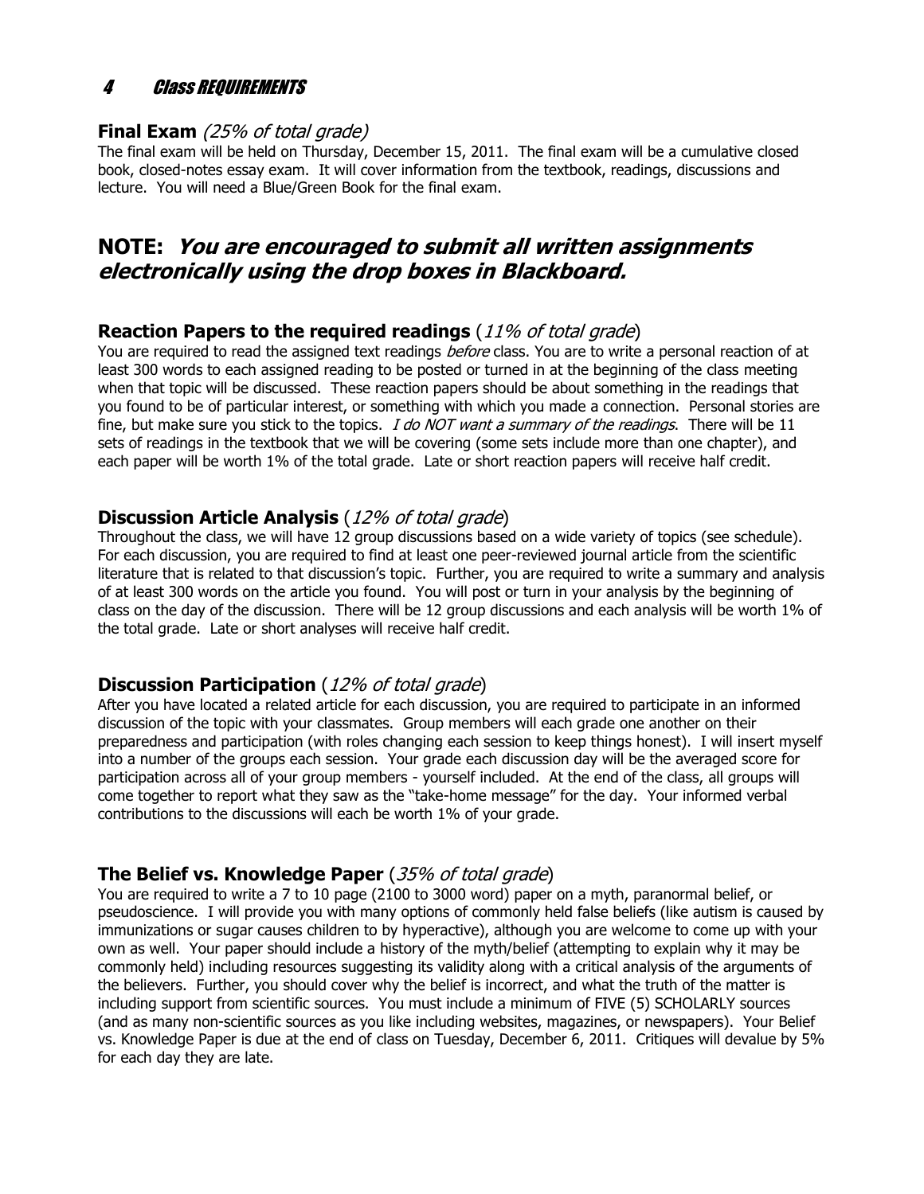# 4 Class REQUIREMENTS

### Final Exam *(25% of total grade)*

The final exam will be held on Thursday, December 15, 2011. The final exam will be a cumulative closed book, closed-notes essay exam. It will cover information from the textbook, readings, discussions and lecture. You will need a Blue/Green Book for the final exam.

## NOTE: *You are encouraged to submit all written assignments electronically using the drop boxes in Blackboard.*

### Reaction Papers to the required readings (*11% of total grade*)

You are required to read the assigned text readings *before* class. You are to write a personal reaction of at least 300 words to each assigned reading to be posted or turned in at the beginning of the class meeting when that topic will be discussed. These reaction papers should be about something in the readings that you found to be of particular interest, or something with which you made a connection. Personal stories are fine, but make sure you stick to the topics. *I do NOT want a summary of the readings*. There will be 11 sets of readings in the textbook that we will be covering (some sets include more than one chapter), and each paper will be worth 1% of the total grade. Late or short reaction papers will receive half credit.

### Discussion Article Analysis (*12% of total grade*)

Throughout the class, we will have 12 group discussions based on a wide variety of topics (see schedule). For each discussion, you are required to find at least one peer-reviewed journal article from the scientific literature that is related to that discussion's topic. Further, you are required to write a summary and analysis of at least 300 words on the article you found. You will post or turn in your analysis by the beginning of class on the day of the discussion. There will be 12 group discussions and each analysis will be worth 1% of the total grade. Late or short analyses will receive half credit.

### Discussion Participation (*12% of total grade*)

After you have located a related article for each discussion, you are required to participate in an informed discussion of the topic with your classmates. Group members will each grade one another on their preparedness and participation (with roles changing each session to keep things honest). I will insert myself into a number of the groups each session. Your grade each discussion day will be the averaged score for participation across all of your group members - yourself included. At the end of the class, all groups will come together to report what they saw as the "take-home message" for the day. Your informed verbal contributions to the discussions will each be worth 1% of your grade.

### The Belief vs. Knowledge Paper (*35% of total grade*)

You are required to write a 7 to 10 page (2100 to 3000 word) paper on a myth, paranormal belief, or pseudoscience. I will provide you with many options of commonly held false beliefs (like autism is caused by immunizations or sugar causes children to by hyperactive), although you are welcome to come up with your own as well. Your paper should include a history of the myth/belief (attempting to explain why it may be commonly held) including resources suggesting its validity along with a critical analysis of the arguments of the believers. Further, you should cover why the belief is incorrect, and what the truth of the matter is including support from scientific sources. You must include a minimum of FIVE (5) SCHOLARLY sources (and as many non-scientific sources as you like including websites, magazines, or newspapers). Your Belief vs. Knowledge Paper is due at the end of class on Tuesday, December 6, 2011. Critiques will devalue by 5% for each day they are late.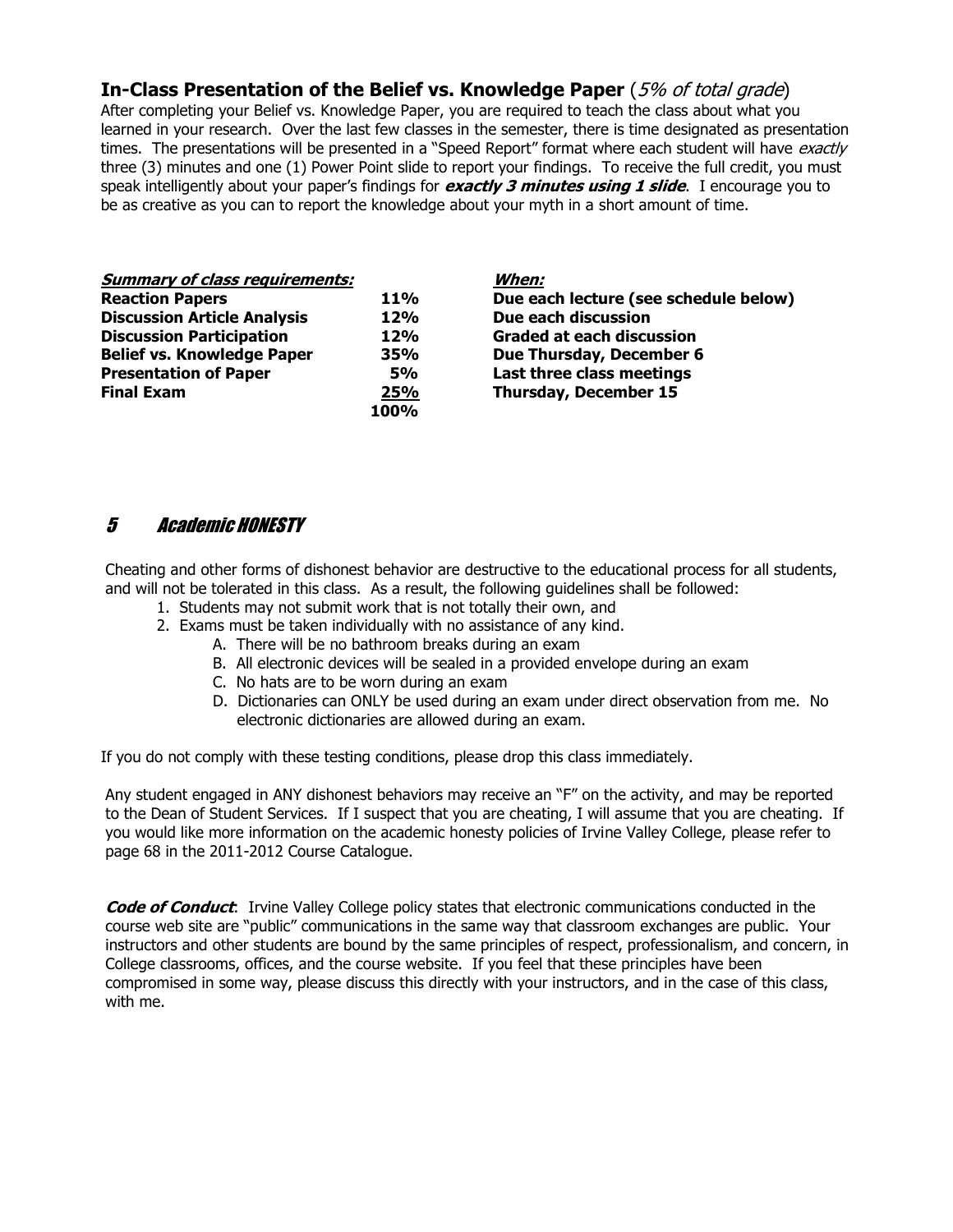## In-Class Presentation of the Belief vs. Knowledge Paper (*5% of total grade*)

After completing your Belief vs. Knowledge Paper, you are required to teach the class about what you learned in your research. Over the last few classes in the semester, there is time designated as presentation times. The presentations will be presented in a "Speed Report" format where each student will have *exactly* three (3) minutes and one (1) Power Point slide to report your findings. To receive the full credit, you must speak intelligently about your paper's findings for ***exactly 3 minutes using 1 slide***. I encourage you to be as creative as you can to report the knowledge about your myth in a short amount of time.

| ***Summary of class requirements:*** | | ***When:*** |
|---|---|---|
| **Reaction Papers** | **11%** | **Due each lecture (see schedule below)** |
| **Discussion Article Analysis** | **12%** | **Due each discussion** |
| **Discussion Participation** | **12%** | **Graded at each discussion** |
| **Belief vs. Knowledge Paper** | **35%** | **Due Thursday, December 6** |
| **Presentation of Paper** | **5%** | **Last three class meetings** |
| **Final Exam** | **25%** | **Thursday, December 15** |
| | **100%** | |

## *5 Academic HONESTY*

Cheating and other forms of dishonest behavior are destructive to the educational process for all students, and will not be tolerated in this class. As a result, the following guidelines shall be followed:

1. Students may not submit work that is not totally their own, and
2. Exams must be taken individually with no assistance of any kind.
   A. There will be no bathroom breaks during an exam
   B. All electronic devices will be sealed in a provided envelope during an exam
   C. No hats are to be worn during an exam
   D. Dictionaries can ONLY be used during an exam under direct observation from me. No electronic dictionaries are allowed during an exam.

If you do not comply with these testing conditions, please drop this class immediately.

Any student engaged in ANY dishonest behaviors may receive an "F" on the activity, and may be reported to the Dean of Student Services. If I suspect that you are cheating, I will assume that you are cheating. If you would like more information on the academic honesty policies of Irvine Valley College, please refer to page 68 in the 2011-2012 Course Catalogue.

***Code of Conduct***: Irvine Valley College policy states that electronic communications conducted in the course web site are "public" communications in the same way that classroom exchanges are public. Your instructors and other students are bound by the same principles of respect, professionalism, and concern, in College classrooms, offices, and the course website. If you feel that these principles have been compromised in some way, please discuss this directly with your instructors, and in the case of this class, with me.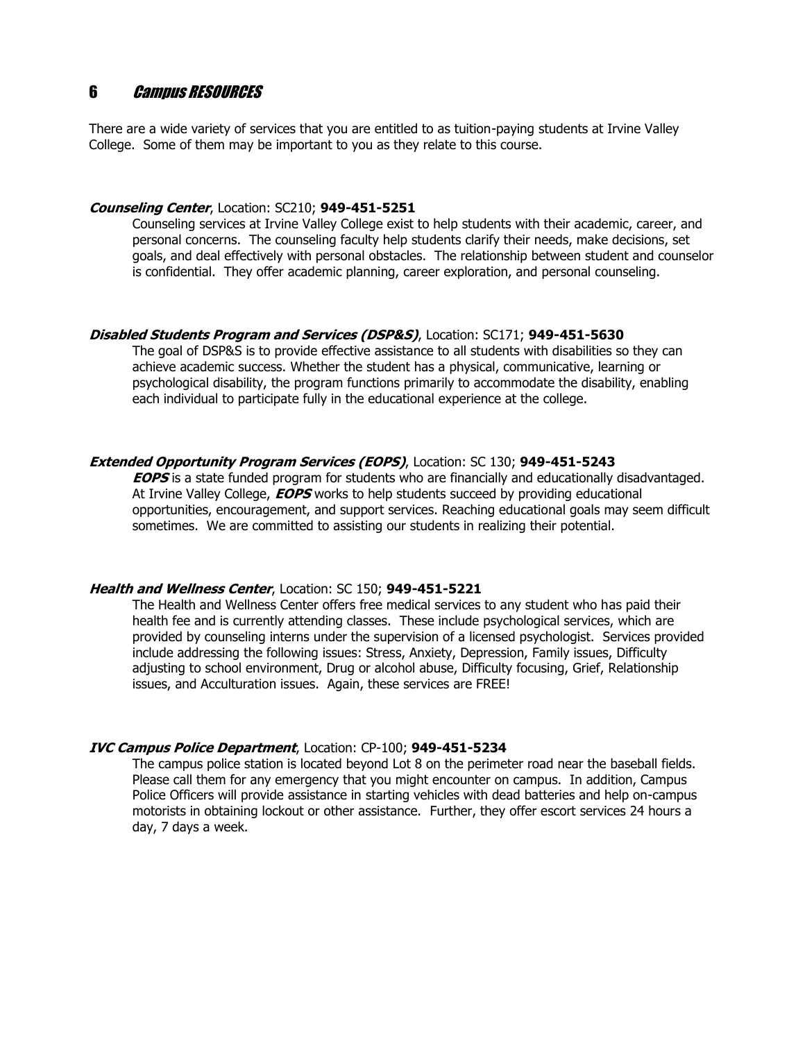## 6 *Campus RESOURCES*

There are a wide variety of services that you are entitled to as tuition-paying students at Irvine Valley College. Some of them may be important to you as they relate to this course.

***Counseling Center***, Location: SC210; **949-451-5251**

Counseling services at Irvine Valley College exist to help students with their academic, career, and personal concerns. The counseling faculty help students clarify their needs, make decisions, set goals, and deal effectively with personal obstacles. The relationship between student and counselor is confidential. They offer academic planning, career exploration, and personal counseling.

***Disabled Students Program and Services (DSP&S)***, Location: SC171; **949-451-5630**

The goal of DSP&S is to provide effective assistance to all students with disabilities so they can achieve academic success. Whether the student has a physical, communicative, learning or psychological disability, the program functions primarily to accommodate the disability, enabling each individual to participate fully in the educational experience at the college.

***Extended Opportunity Program Services (EOPS)***, Location: SC 130; **949-451-5243**

***EOPS*** is a state funded program for students who are financially and educationally disadvantaged. At Irvine Valley College, ***EOPS*** works to help students succeed by providing educational opportunities, encouragement, and support services. Reaching educational goals may seem difficult sometimes. We are committed to assisting our students in realizing their potential.

***Health and Wellness Center***, Location: SC 150; **949-451-5221**

The Health and Wellness Center offers free medical services to any student who has paid their health fee and is currently attending classes. These include psychological services, which are provided by counseling interns under the supervision of a licensed psychologist. Services provided include addressing the following issues: Stress, Anxiety, Depression, Family issues, Difficulty adjusting to school environment, Drug or alcohol abuse, Difficulty focusing, Grief, Relationship issues, and Acculturation issues. Again, these services are FREE!

***IVC Campus Police Department***, Location: CP-100; **949-451-5234**

The campus police station is located beyond Lot 8 on the perimeter road near the baseball fields. Please call them for any emergency that you might encounter on campus. In addition, Campus Police Officers will provide assistance in starting vehicles with dead batteries and help on-campus motorists in obtaining lockout or other assistance. Further, they offer escort services 24 hours a day, 7 days a week.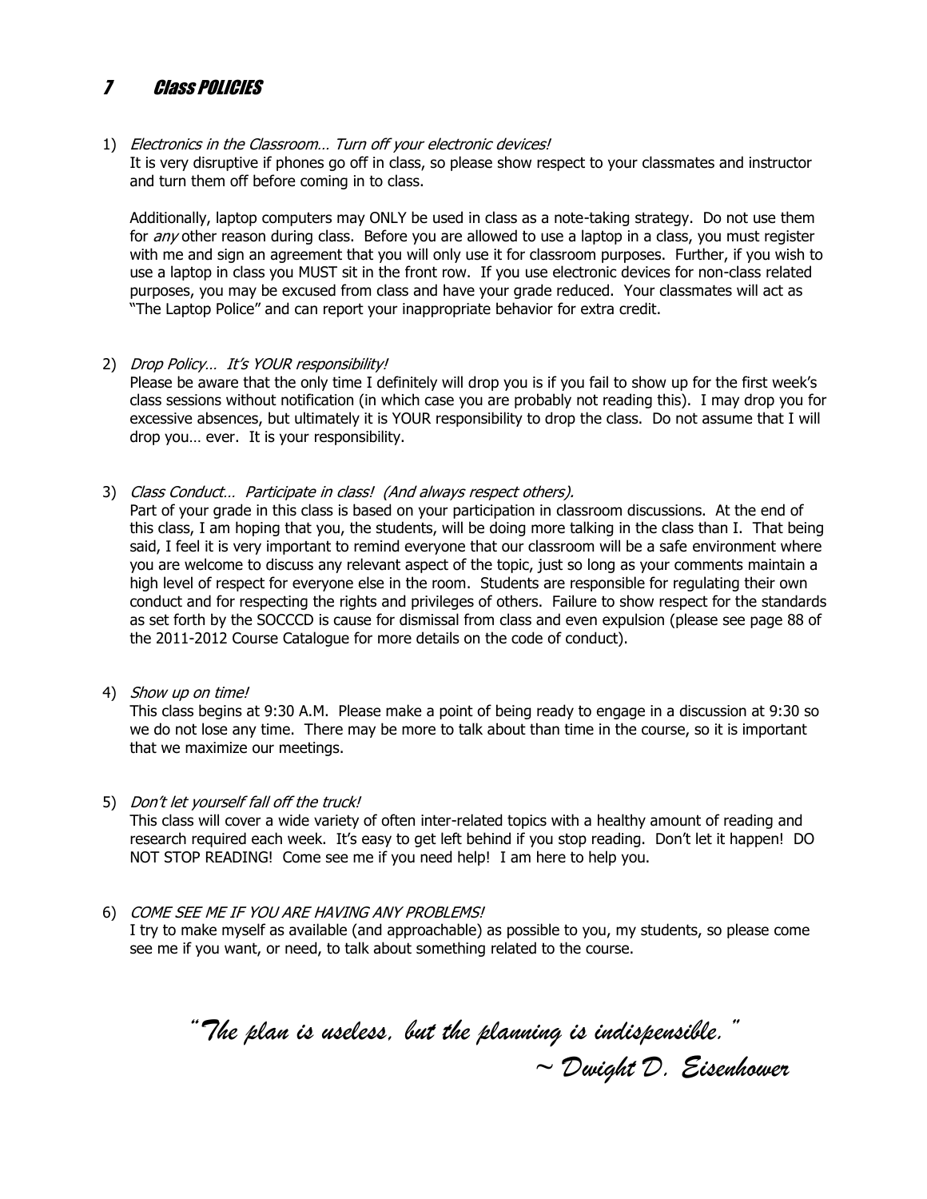# 7 Class POLICIES

1) *Electronics in the Classroom… Turn off your electronic devices!*
   It is very disruptive if phones go off in class, so please show respect to your classmates and instructor and turn them off before coming in to class.

   Additionally, laptop computers may ONLY be used in class as a note-taking strategy. Do not use them for *any* other reason during class. Before you are allowed to use a laptop in a class, you must register with me and sign an agreement that you will only use it for classroom purposes. Further, if you wish to use a laptop in class you MUST sit in the front row. If you use electronic devices for non-class related purposes, you may be excused from class and have your grade reduced. Your classmates will act as "The Laptop Police" and can report your inappropriate behavior for extra credit.

2) *Drop Policy… It's YOUR responsibility!*
   Please be aware that the only time I definitely will drop you is if you fail to show up for the first week's class sessions without notification (in which case you are probably not reading this). I may drop you for excessive absences, but ultimately it is YOUR responsibility to drop the class. Do not assume that I will drop you… ever. It is your responsibility.

3) *Class Conduct… Participate in class! (And always respect others).*
   Part of your grade in this class is based on your participation in classroom discussions. At the end of this class, I am hoping that you, the students, will be doing more talking in the class than I. That being said, I feel it is very important to remind everyone that our classroom will be a safe environment where you are welcome to discuss any relevant aspect of the topic, just so long as your comments maintain a high level of respect for everyone else in the room. Students are responsible for regulating their own conduct and for respecting the rights and privileges of others. Failure to show respect for the standards as set forth by the SOCCCD is cause for dismissal from class and even expulsion (please see page 88 of the 2011-2012 Course Catalogue for more details on the code of conduct).

4) *Show up on time!*
   This class begins at 9:30 A.M. Please make a point of being ready to engage in a discussion at 9:30 so we do not lose any time. There may be more to talk about than time in the course, so it is important that we maximize our meetings.

5) *Don't let yourself fall off the truck!*
   This class will cover a wide variety of often inter-related topics with a healthy amount of reading and research required each week. It's easy to get left behind if you stop reading. Don't let it happen! DO NOT STOP READING! Come see me if you need help! I am here to help you.

6) *COME SEE ME IF YOU ARE HAVING ANY PROBLEMS!*
   I try to make myself as available (and approachable) as possible to you, my students, so please come see me if you want, or need, to talk about something related to the course.

*"The plan is useless, but the planning is indispensible."*
*~ Dwight D. Eisenhower*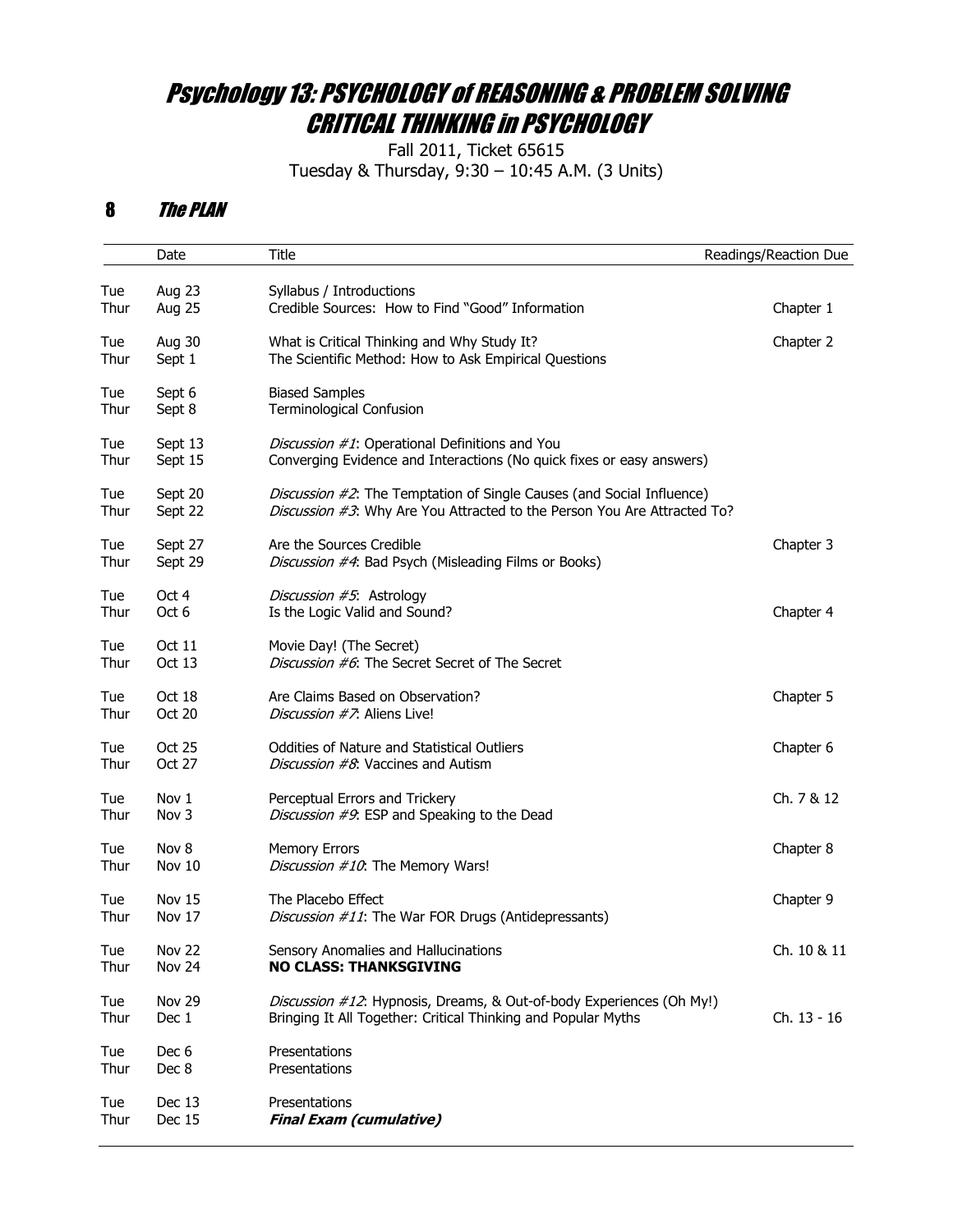# *Psychology 13: PSYCHOLOGY of REASONING & PROBLEM SOLVING*
# *CRITICAL THINKING in PSYCHOLOGY*

Fall 2011, Ticket 65615
Tuesday & Thursday, 9:30 – 10:45 A.M. (3 Units)

## 8 *The PLAN*

| | Date | Title | Readings/Reaction Due |
|---|---|---|---|
| Tue | Aug 23 | Syllabus / Introductions | |
| Thur | Aug 25 | Credible Sources: How to Find "Good" Information | Chapter 1 |
| Tue | Aug 30 | What is Critical Thinking and Why Study It? | Chapter 2 |
| Thur | Sept 1 | The Scientific Method: How to Ask Empirical Questions | |
| Tue | Sept 6 | Biased Samples | |
| Thur | Sept 8 | Terminological Confusion | |
| Tue | Sept 13 | *Discussion #1*: Operational Definitions and You | |
| Thur | Sept 15 | Converging Evidence and Interactions (No quick fixes or easy answers) | |
| Tue | Sept 20 | *Discussion #2*: The Temptation of Single Causes (and Social Influence) | |
| Thur | Sept 22 | *Discussion #3*: Why Are You Attracted to the Person You Are Attracted To? | |
| Tue | Sept 27 | Are the Sources Credible | Chapter 3 |
| Thur | Sept 29 | *Discussion #4*: Bad Psych (Misleading Films or Books) | |
| Tue | Oct 4 | *Discussion #5*: Astrology | |
| Thur | Oct 6 | Is the Logic Valid and Sound? | Chapter 4 |
| Tue | Oct 11 | Movie Day! (The Secret) | |
| Thur | Oct 13 | *Discussion #6*: The Secret Secret of The Secret | |
| Tue | Oct 18 | Are Claims Based on Observation? | Chapter 5 |
| Thur | Oct 20 | *Discussion #7*: Aliens Live! | |
| Tue | Oct 25 | Oddities of Nature and Statistical Outliers | Chapter 6 |
| Thur | Oct 27 | *Discussion #8*: Vaccines and Autism | |
| Tue | Nov 1 | Perceptual Errors and Trickery | Ch. 7 & 12 |
| Thur | Nov 3 | *Discussion #9*: ESP and Speaking to the Dead | |
| Tue | Nov 8 | Memory Errors | Chapter 8 |
| Thur | Nov 10 | *Discussion #10*: The Memory Wars! | |
| Tue | Nov 15 | The Placebo Effect | Chapter 9 |
| Thur | Nov 17 | *Discussion #11*: The War FOR Drugs (Antidepressants) | |
| Tue | Nov 22 | Sensory Anomalies and Hallucinations | Ch. 10 & 11 |
| Thur | Nov 24 | **NO CLASS: THANKSGIVING** | |
| Tue | Nov 29 | *Discussion #12*: Hypnosis, Dreams, & Out-of-body Experiences (Oh My!) | |
| Thur | Dec 1 | Bringing It All Together: Critical Thinking and Popular Myths | Ch. 13 - 16 |
| Tue | Dec 6 | Presentations | |
| Thur | Dec 8 | Presentations | |
| Tue | Dec 13 | Presentations | |
| Thur | Dec 15 | ***Final Exam (cumulative)*** | |